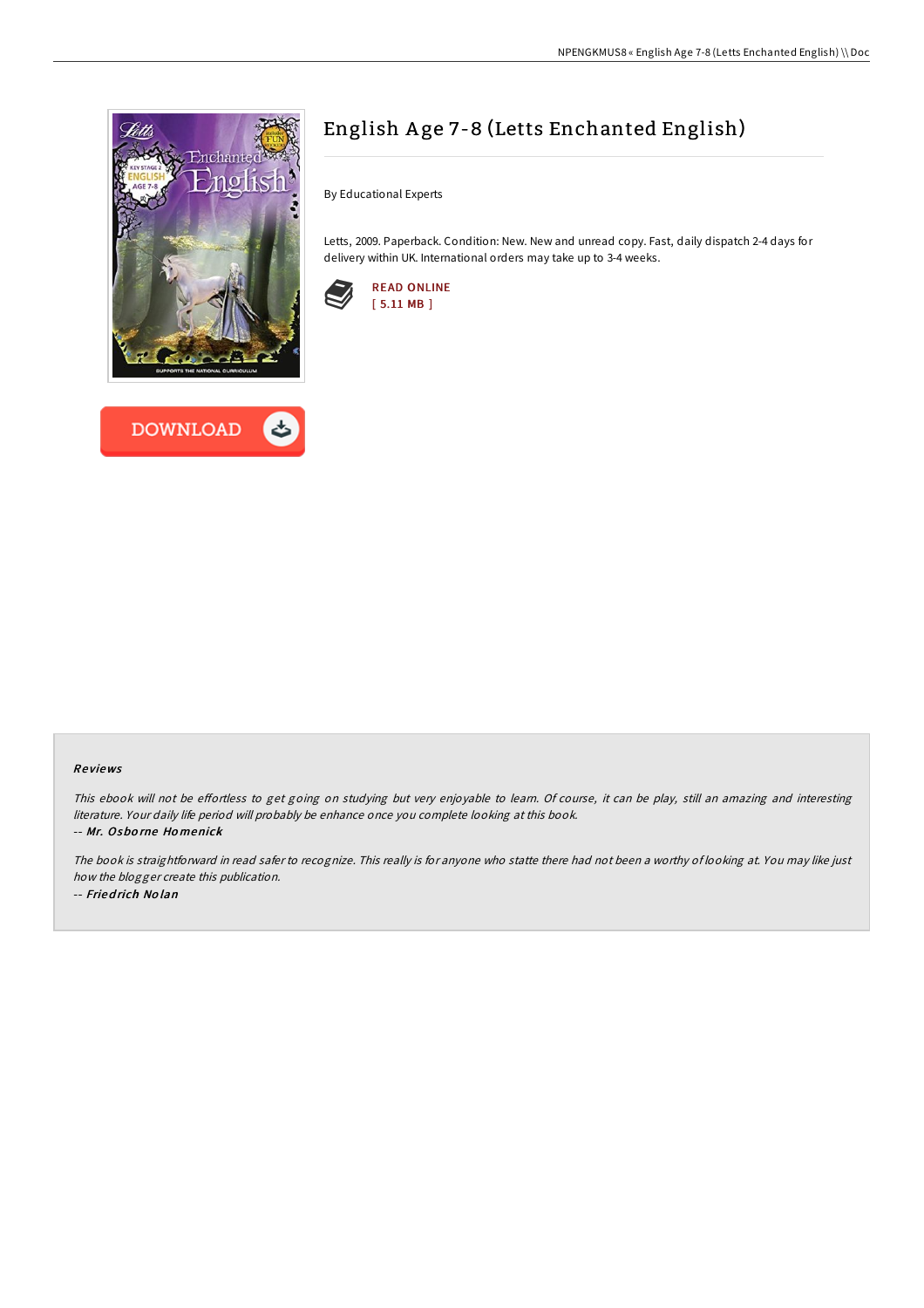# English Age 7-8 (Letts Enchanted English)

By Educational Experts

Letts, 2009. Paperback. Condition: New. New and unread copy. Fast, daily dispatch 2-4 days for delivery within UK. International orders may take up to 3-4 weeks.

READ ONLINE
[ 5.11 MB ]

DOWNLOAD

### Reviews

*This ebook will not be effortless to get going on studying but very enjoyable to learn. Of course, it can be play, still an amazing and interesting literature. Your daily life period will probably be enhance once you complete looking at this book.*

*-- **Mr. Osborne Homenick***

*The book is straightforward in read safer to recognize. This really is for anyone who statte there had not been a worthy of looking at. You may like just how the blogger create this publication.*

*-- **Friedrich Nolan***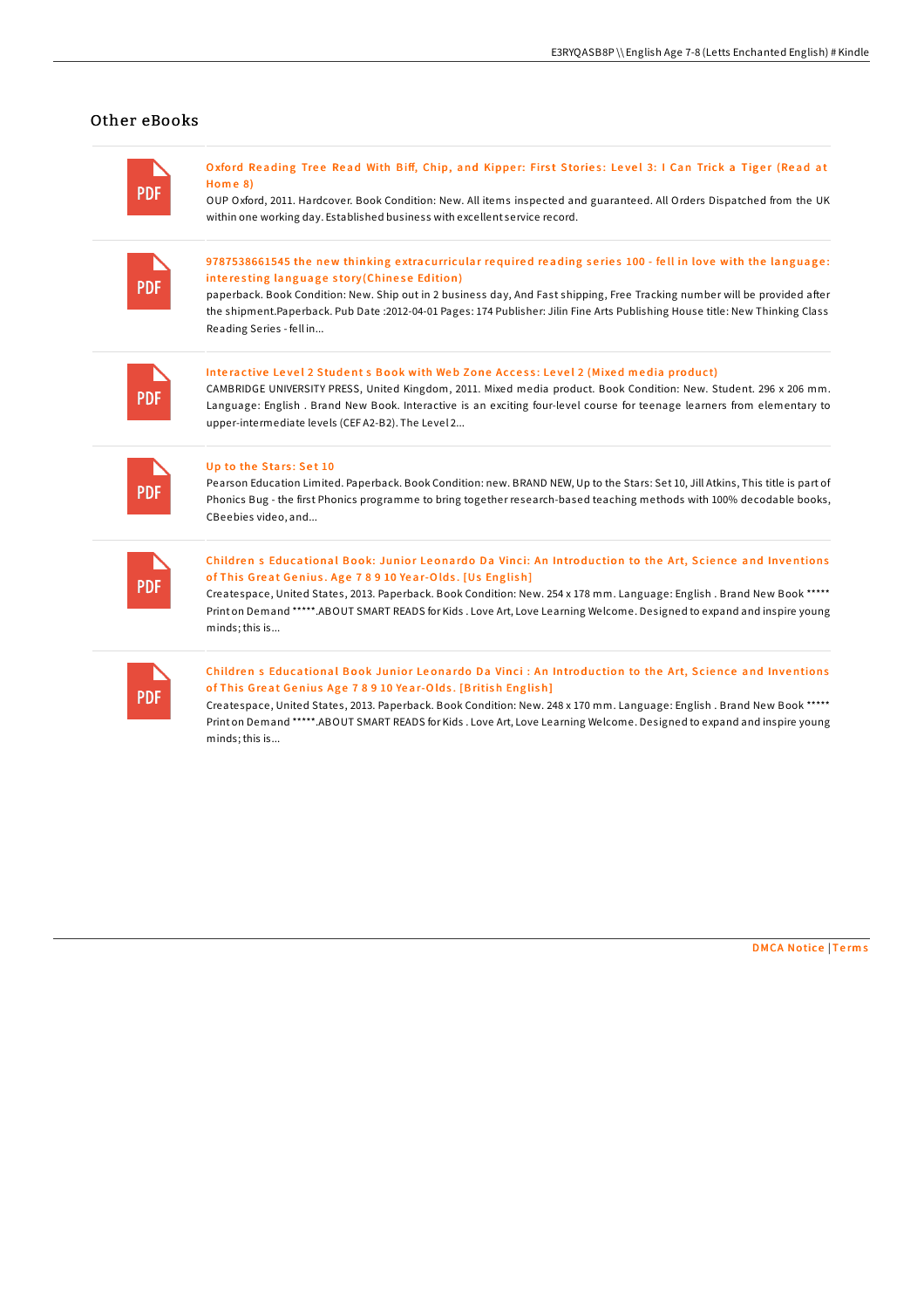## Other eBooks

**Oxford Reading Tree Read With Biff, Chip, and Kipper: First Stories: Level 3: I Can Trick a Tiger (Read at Home 8)**

OUP Oxford, 2011. Hardcover. Book Condition: New. All items inspected and guaranteed. All Orders Dispatched from the UK within one working day. Established business with excellent service record.

**9787538661545 the new thinking extracurricular required reading series 100 - fell in love with the language: interesting language story(Chinese Edition)**

paperback. Book Condition: New. Ship out in 2 business day, And Fast shipping, Free Tracking number will be provided after the shipment.Paperback. Pub Date :2012-04-01 Pages: 174 Publisher: Jilin Fine Arts Publishing House title: New Thinking Class Reading Series - fell in...

**Interactive Level 2 Student s Book with Web Zone Access: Level 2 (Mixed media product)**

CAMBRIDGE UNIVERSITY PRESS, United Kingdom, 2011. Mixed media product. Book Condition: New. Student. 296 x 206 mm. Language: English . Brand New Book. Interactive is an exciting four-level course for teenage learners from elementary to upper-intermediate levels (CEF A2-B2). The Level 2...

**Up to the Stars: Set 10**

Pearson Education Limited. Paperback. Book Condition: new. BRAND NEW, Up to the Stars: Set 10, Jill Atkins, This title is part of Phonics Bug - the first Phonics programme to bring together research-based teaching methods with 100% decodable books, CBeebies video, and...

**Children s Educational Book: Junior Leonardo Da Vinci: An Introduction to the Art, Science and Inventions of This Great Genius. Age 7 8 9 10 Year-Olds. [Us English]**

Createspace, United States, 2013. Paperback. Book Condition: New. 254 x 178 mm. Language: English . Brand New Book ***** Print on Demand *****.ABOUT SMART READS for Kids . Love Art, Love Learning Welcome. Designed to expand and inspire young minds; this is...

**Children s Educational Book Junior Leonardo Da Vinci : An Introduction to the Art, Science and Inventions of This Great Genius Age 7 8 9 10 Year-Olds. [British English]**

Createspace, United States, 2013. Paperback. Book Condition: New. 248 x 170 mm. Language: English . Brand New Book ***** Print on Demand *****.ABOUT SMART READS for Kids . Love Art, Love Learning Welcome. Designed to expand and inspire young minds; this is...

DMCA Notice | Terms